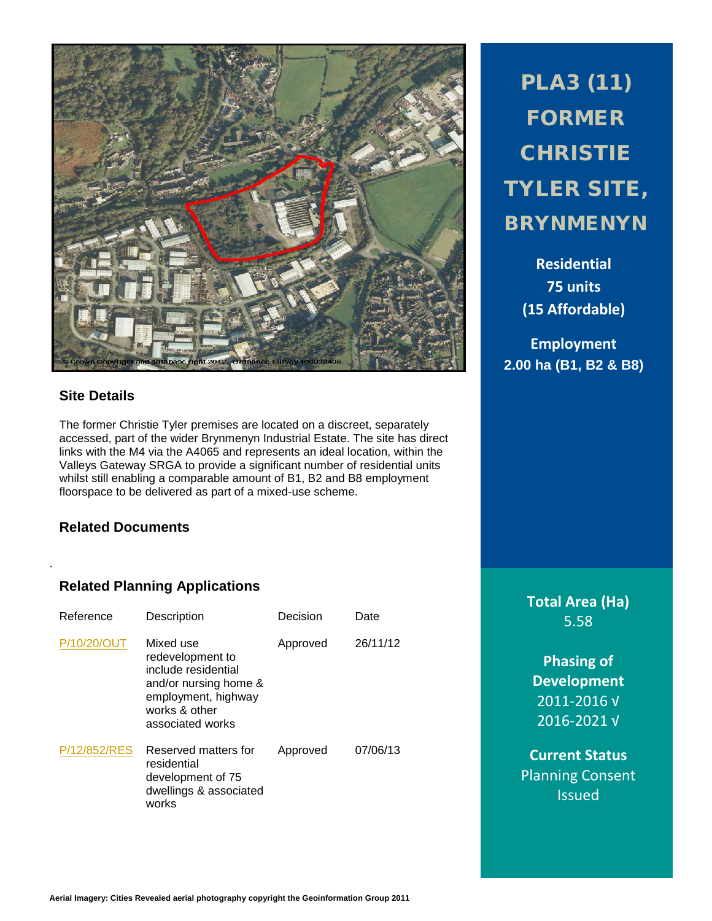# PLA3 (11) FORMER CHRISTIE TYLER SITE, BRYNMENYN

**Residential**
**75 units**
**(15 Affordable)**

**Employment**
**2.00 ha (B1, B2 & B8)**

## Site Details

The former Christie Tyler premises are located on a discreet, separately accessed, part of the wider Brynmenyn Industrial Estate. The site has direct links with the M4 via the A4065 and represents an ideal location, within the Valleys Gateway SRGA to provide a significant number of residential units whilst still enabling a comparable amount of B1, B2 and B8 employment floorspace to be delivered as part of a mixed-use scheme.

## Related Documents

## Related Planning Applications

| Reference | Description | Decision | Date |
|---|---|---|---|
| P/10/20/OUT | Mixed use redevelopment to include residential and/or nursing home & employment, highway works & other associated works | Approved | 26/11/12 |
| P/12/852/RES | Reserved matters for residential development of 75 dwellings & associated works | Approved | 07/06/13 |

**Total Area (Ha)**
5.58

**Phasing of Development**
2011-2016 √
2016-2021 √

**Current Status**
Planning Consent Issued

**Aerial Imagery: Cities Revealed aerial photography copyright the Geoinformation Group 2011**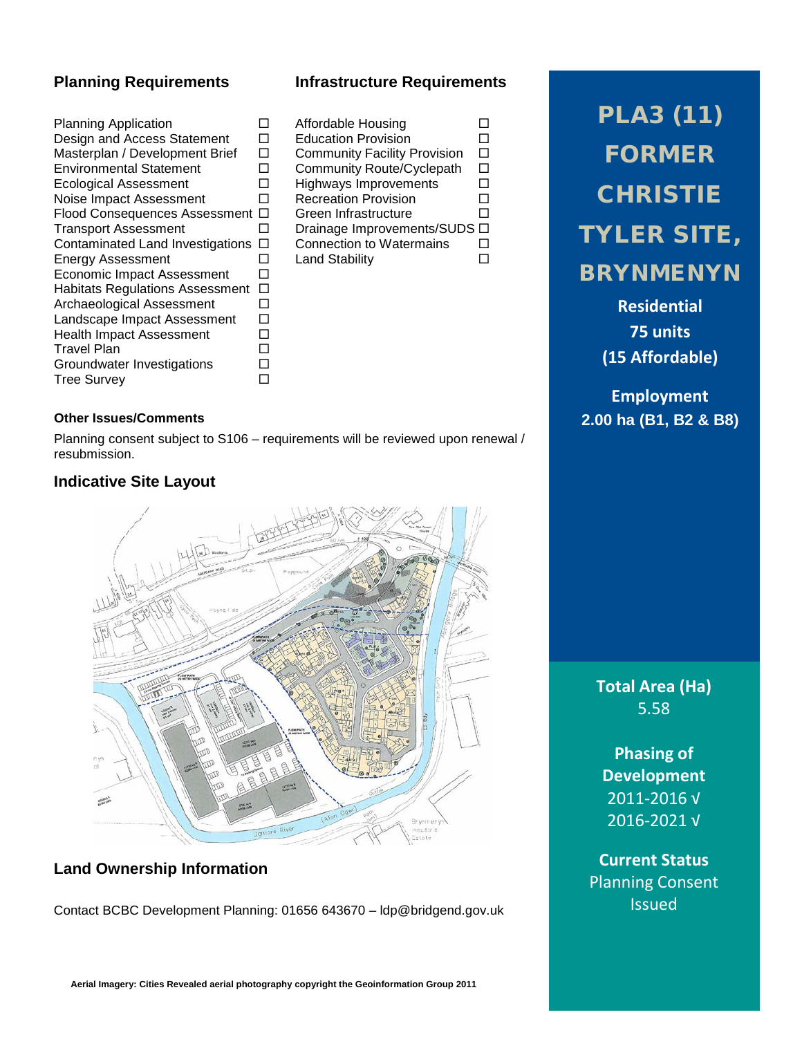# PLA3 (11) FORMER CHRISTIE TYLER SITE, BRYNMENYN

**Residential**
**75 units**
**(15 Affordable)**

**Employment**
**2.00 ha (B1, B2 & B8)**

**Total Area (Ha)**
5.58

**Phasing of Development**
2011-2016 √
2016-2021 √

**Current Status**
Planning Consent Issued

## Planning Requirements

- Planning Application ☐
- Design and Access Statement ☐
- Masterplan / Development Brief ☐
- Environmental Statement ☐
- Ecological Assessment ☐
- Noise Impact Assessment ☐
- Flood Consequences Assessment ☐
- Transport Assessment ☐
- Contaminated Land Investigations ☐
- Energy Assessment ☐
- Economic Impact Assessment ☐
- Habitats Regulations Assessment ☐
- Archaeological Assessment ☐
- Landscape Impact Assessment ☐
- Health Impact Assessment ☐
- Travel Plan ☐
- Groundwater Investigations ☐
- Tree Survey ☐

## Infrastructure Requirements

- Affordable Housing ☐
- Education Provision ☐
- Community Facility Provision ☐
- Community Route/Cyclepath ☐
- Highways Improvements ☐
- Recreation Provision ☐
- Green Infrastructure ☐
- Drainage Improvements/SUDS ☐
- Connection to Watermains ☐
- Land Stability ☐

### Other Issues/Comments

Planning consent subject to S106 – requirements will be reviewed upon renewal / resubmission.

## Indicative Site Layout

## Land Ownership Information

Contact BCBC Development Planning: 01656 643670 – ldp@bridgend.gov.uk

**Aerial Imagery: Cities Revealed aerial photography copyright the Geoinformation Group 2011**